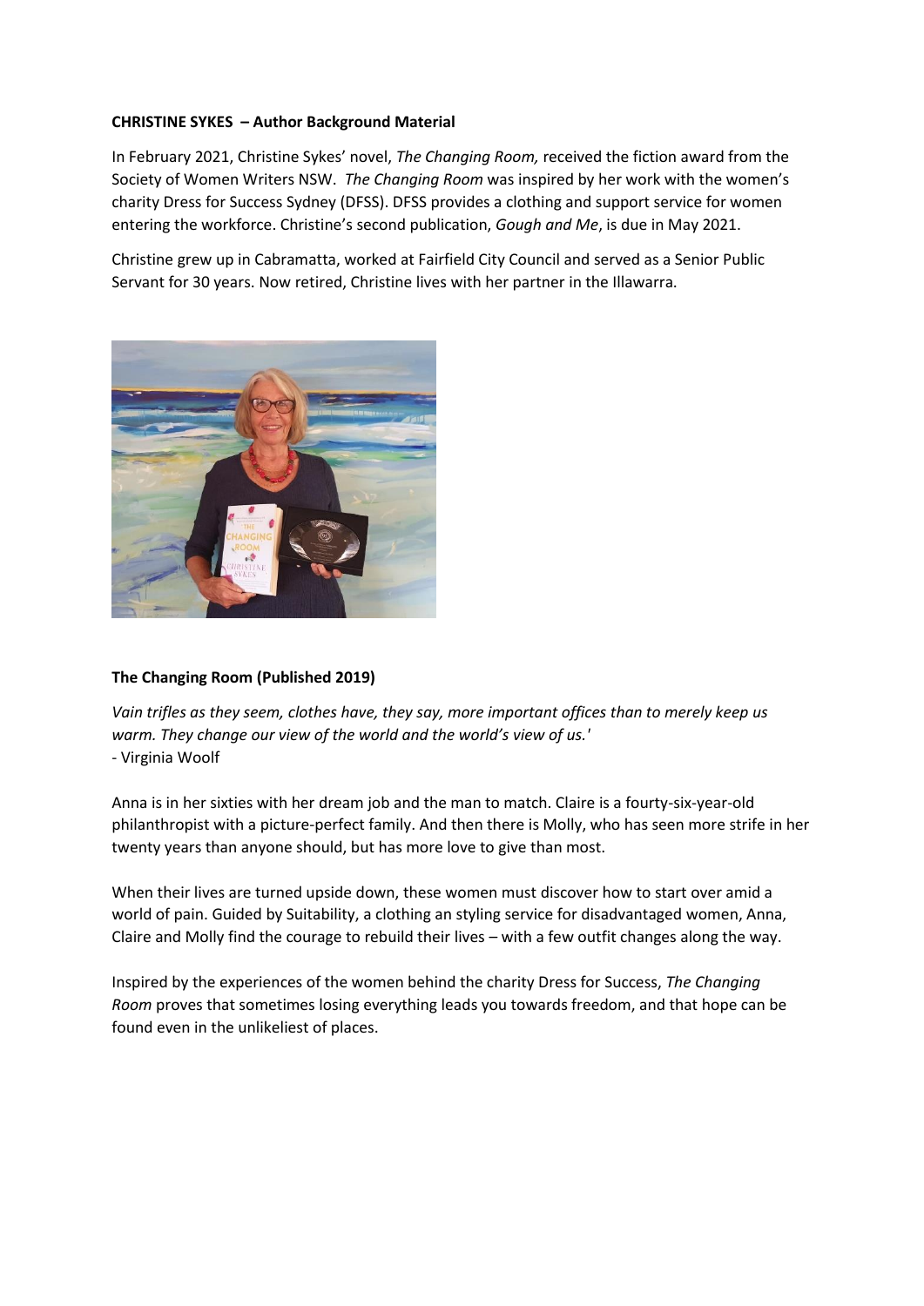**CHRISTINE SYKES – Author Background Material**

In February 2021, Christine Sykes' novel, *The Changing Room,* received the fiction award from the Society of Women Writers NSW. *The Changing Room* was inspired by her work with the women's charity Dress for Success Sydney (DFSS). DFSS provides a clothing and support service for women entering the workforce. Christine's second publication, *Gough and Me*, is due in May 2021.

Christine grew up in Cabramatta, worked at Fairfield City Council and served as a Senior Public Servant for 30 years. Now retired, Christine lives with her partner in the Illawarra.

**The Changing Room (Published 2019)**

*Vain trifles as they seem, clothes have, they say, more important offices than to merely keep us warm. They change our view of the world and the world's view of us.'*
- Virginia Woolf

Anna is in her sixties with her dream job and the man to match. Claire is a fourty-six-year-old philanthropist with a picture-perfect family. And then there is Molly, who has seen more strife in her twenty years than anyone should, but has more love to give than most.

When their lives are turned upside down, these women must discover how to start over amid a world of pain. Guided by Suitability, a clothing an styling service for disadvantaged women, Anna, Claire and Molly find the courage to rebuild their lives – with a few outfit changes along the way.

Inspired by the experiences of the women behind the charity Dress for Success, *The Changing Room* proves that sometimes losing everything leads you towards freedom, and that hope can be found even in the unlikeliest of places.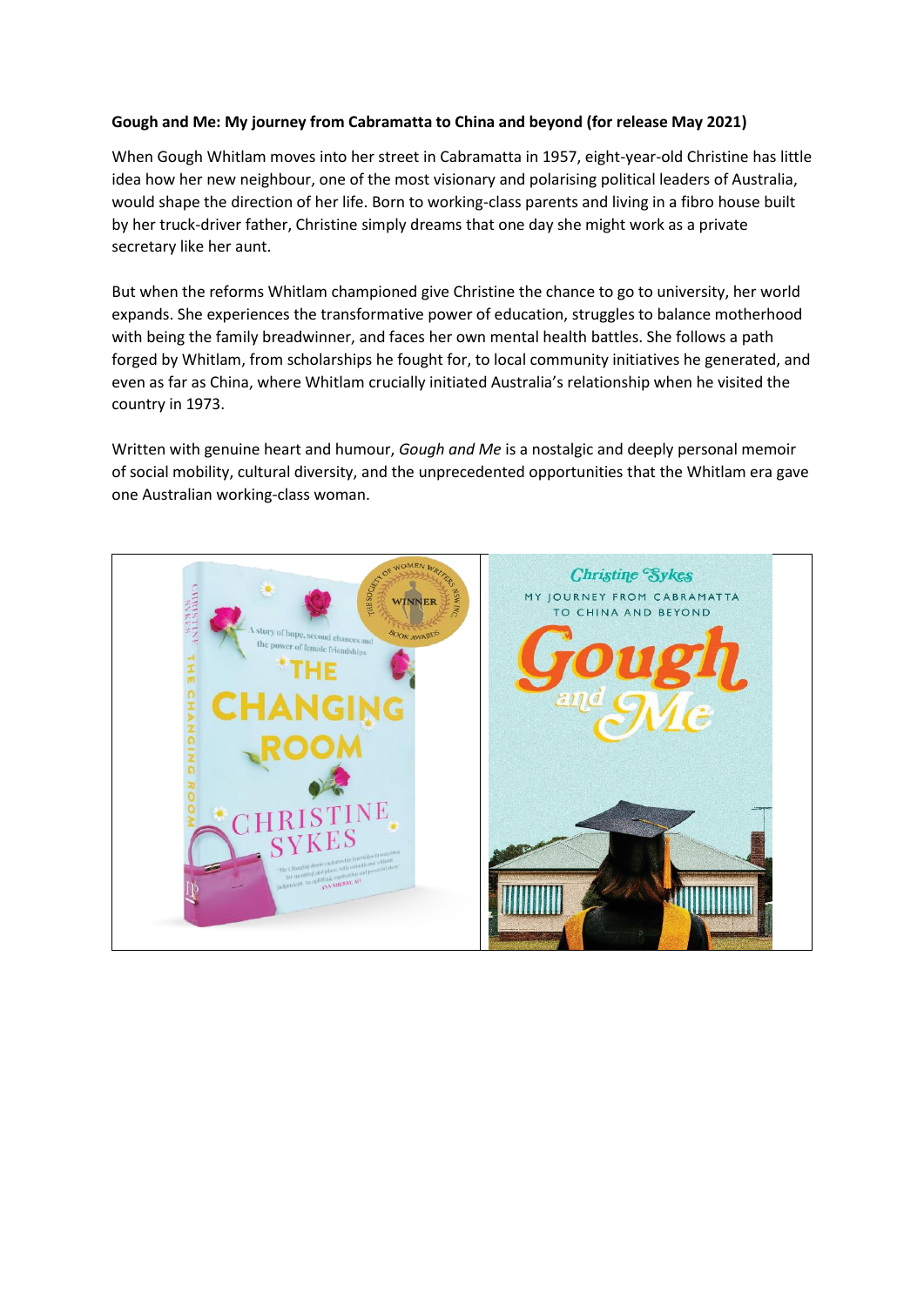**Gough and Me: My journey from Cabramatta to China and beyond (for release May 2021)**

When Gough Whitlam moves into her street in Cabramatta in 1957, eight-year-old Christine has little idea how her new neighbour, one of the most visionary and polarising political leaders of Australia, would shape the direction of her life. Born to working-class parents and living in a fibro house built by her truck-driver father, Christine simply dreams that one day she might work as a private secretary like her aunt.

But when the reforms Whitlam championed give Christine the chance to go to university, her world expands. She experiences the transformative power of education, struggles to balance motherhood with being the family breadwinner, and faces her own mental health battles. She follows a path forged by Whitlam, from scholarships he fought for, to local community initiatives he generated, and even as far as China, where Whitlam crucially initiated Australia's relationship when he visited the country in 1973.

Written with genuine heart and humour, *Gough and Me* is a nostalgic and deeply personal memoir of social mobility, cultural diversity, and the unprecedented opportunities that the Whitlam era gave one Australian working-class woman.